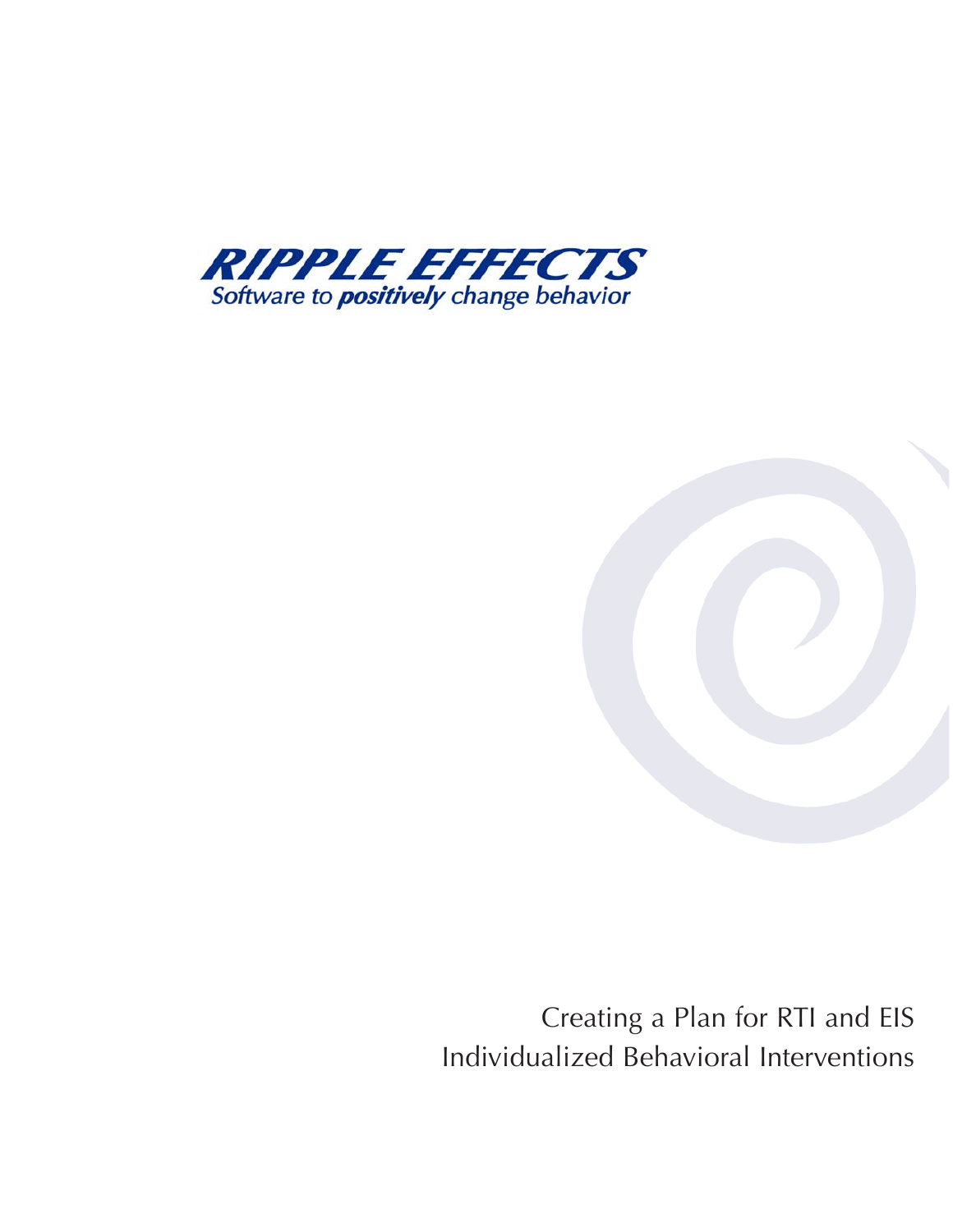**RIPPLE EFFECTS**

Software to ***positively*** change behavior

# Creating a Plan for RTI and EIS Individualized Behavioral Interventions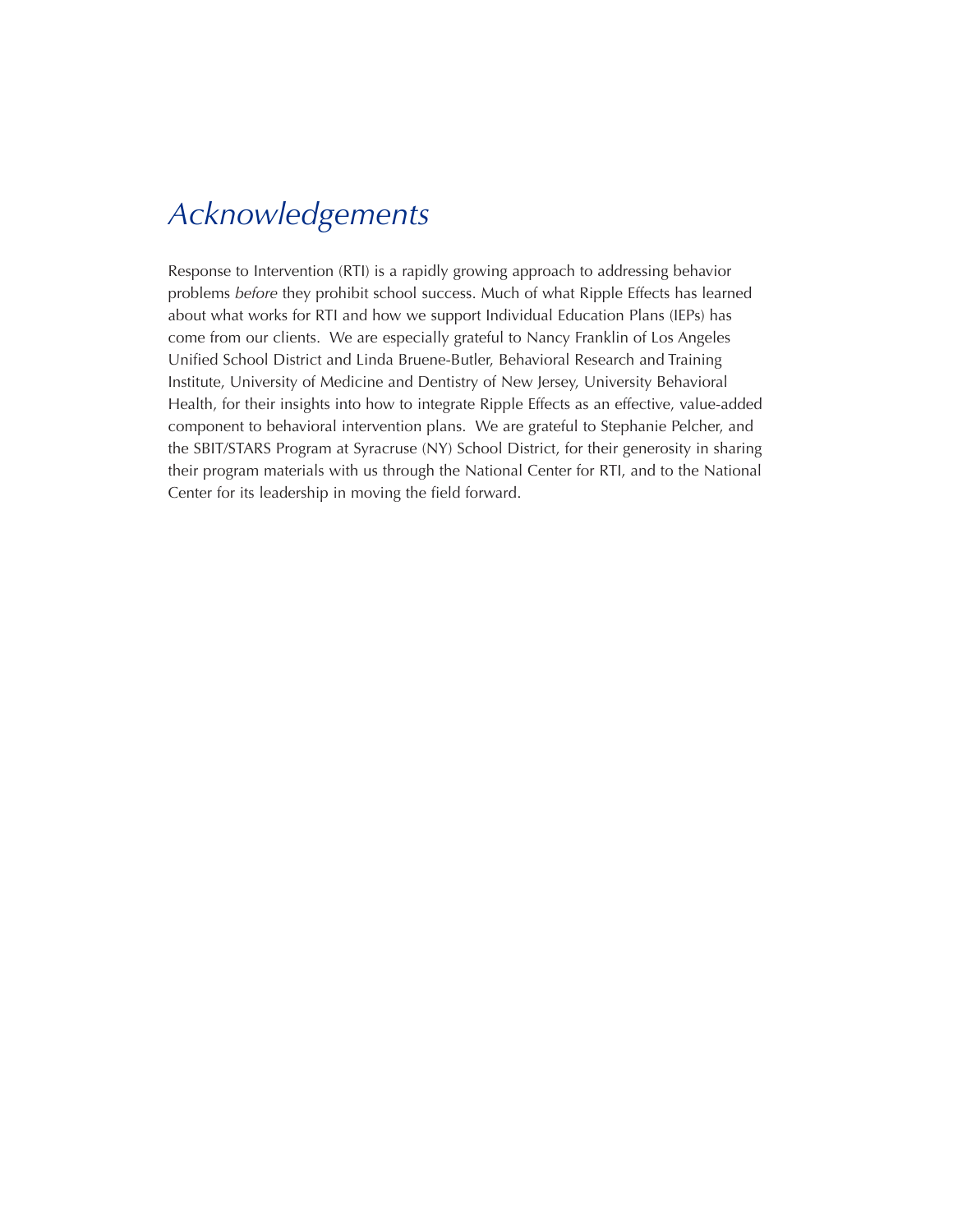# *Acknowledgements*

Response to Intervention (RTI) is a rapidly growing approach to addressing behavior problems *before* they prohibit school success. Much of what Ripple Effects has learned about what works for RTI and how we support Individual Education Plans (IEPs) has come from our clients. We are especially grateful to Nancy Franklin of Los Angeles Unified School District and Linda Bruene-Butler, Behavioral Research and Training Institute, University of Medicine and Dentistry of New Jersey, University Behavioral Health, for their insights into how to integrate Ripple Effects as an effective, value-added component to behavioral intervention plans. We are grateful to Stephanie Pelcher, and the SBIT/STARS Program at Syracruse (NY) School District, for their generosity in sharing their program materials with us through the National Center for RTI, and to the National Center for its leadership in moving the field forward.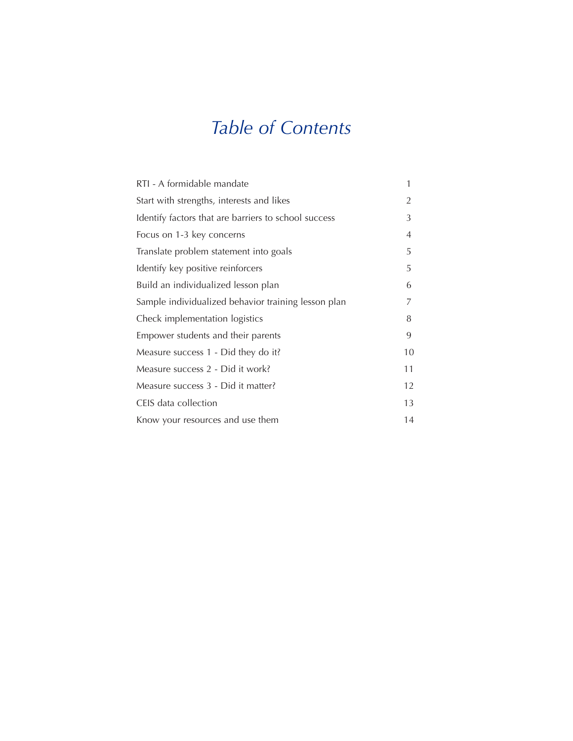# *Table of Contents*

| | |
|---|---|
| RTI - A formidable mandate | 1 |
| Start with strengths, interests and likes | 2 |
| Identify factors that are barriers to school success | 3 |
| Focus on 1-3 key concerns | 4 |
| Translate problem statement into goals | 5 |
| Identify key positive reinforcers | 5 |
| Build an individualized lesson plan | 6 |
| Sample individualized behavior training lesson plan | 7 |
| Check implementation logistics | 8 |
| Empower students and their parents | 9 |
| Measure success 1 - Did they do it? | 10 |
| Measure success 2 - Did it work? | 11 |
| Measure success 3 - Did it matter? | 12 |
| CEIS data collection | 13 |
| Know your resources and use them | 14 |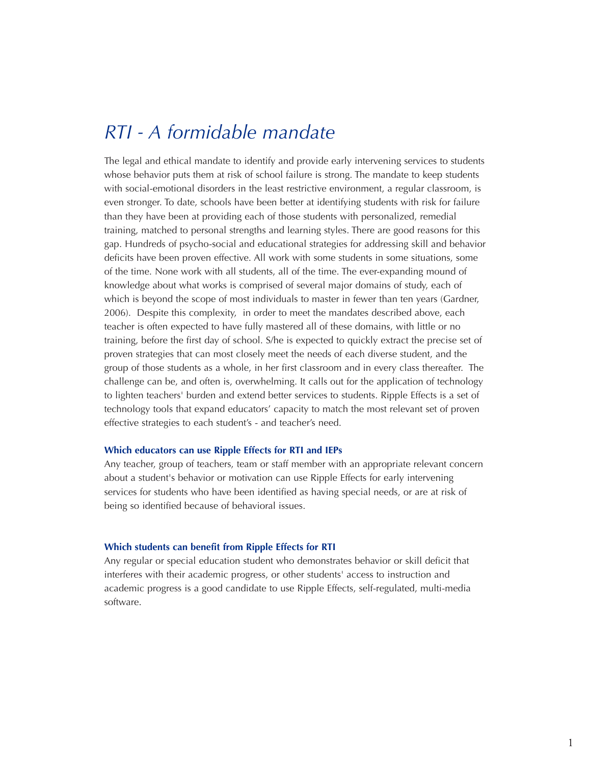# *RTI - A formidable mandate*

The legal and ethical mandate to identify and provide early intervening services to students whose behavior puts them at risk of school failure is strong. The mandate to keep students with social-emotional disorders in the least restrictive environment, a regular classroom, is even stronger. To date, schools have been better at identifying students with risk for failure than they have been at providing each of those students with personalized, remedial training, matched to personal strengths and learning styles. There are good reasons for this gap. Hundreds of psycho-social and educational strategies for addressing skill and behavior deficits have been proven effective. All work with some students in some situations, some of the time. None work with all students, all of the time. The ever-expanding mound of knowledge about what works is comprised of several major domains of study, each of which is beyond the scope of most individuals to master in fewer than ten years (Gardner, 2006). Despite this complexity, in order to meet the mandates described above, each teacher is often expected to have fully mastered all of these domains, with little or no training, before the first day of school. S/he is expected to quickly extract the precise set of proven strategies that can most closely meet the needs of each diverse student, and the group of those students as a whole, in her first classroom and in every class thereafter. The challenge can be, and often is, overwhelming. It calls out for the application of technology to lighten teachers' burden and extend better services to students. Ripple Effects is a set of technology tools that expand educators' capacity to match the most relevant set of proven effective strategies to each student's - and teacher's need.

### Which educators can use Ripple Effects for RTI and IEPs

Any teacher, group of teachers, team or staff member with an appropriate relevant concern about a student's behavior or motivation can use Ripple Effects for early intervening services for students who have been identified as having special needs, or are at risk of being so identified because of behavioral issues.

### Which students can benefit from Ripple Effects for RTI

Any regular or special education student who demonstrates behavior or skill deficit that interferes with their academic progress, or other students' access to instruction and academic progress is a good candidate to use Ripple Effects, self-regulated, multi-media software.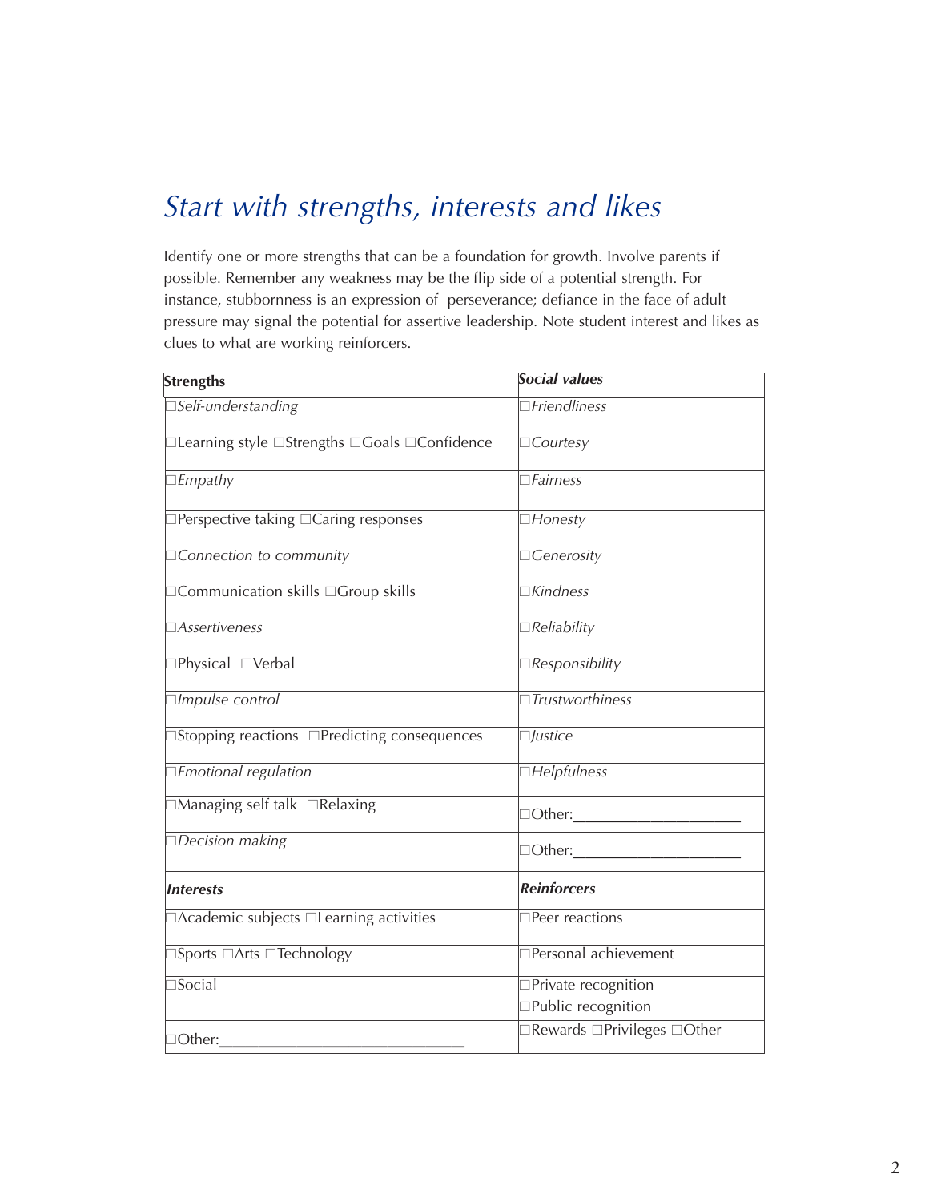# *Start with strengths, interests and likes*

Identify one or more strengths that can be a foundation for growth. Involve parents if possible. Remember any weakness may be the flip side of a potential strength. For instance, stubbornness is an expression of perseverance; defiance in the face of adult pressure may signal the potential for assertive leadership. Note student interest and likes as clues to what are working reinforcers.

| **Strengths** | ***Social values*** |
|---|---|
| ☐*Self-understanding* | ☐*Friendliness* |
| ☐Learning style ☐Strengths ☐Goals ☐Confidence | ☐*Courtesy* |
| ☐*Empathy* | ☐*Fairness* |
| ☐Perspective taking ☐Caring responses | ☐*Honesty* |
| ☐*Connection to community* | ☐*Generosity* |
| ☐Communication skills ☐Group skills | ☐*Kindness* |
| ☐*Assertiveness* | ☐*Reliability* |
| ☐Physical ☐Verbal | ☐*Responsibility* |
| ☐*Impulse control* | ☐*Trustworthiness* |
| ☐Stopping reactions ☐Predicting consequences | ☐*Justice* |
| ☐*Emotional regulation* | ☐*Helpfulness* |
| ☐Managing self talk ☐Relaxing | ☐Other:____________________ |
| ☐*Decision making* | ☐Other:____________________ |
| ***Interests*** | ***Reinforcers*** |
| ☐Academic subjects ☐Learning activities | ☐Peer reactions |
| ☐Sports ☐Arts ☐Technology | ☐Personal achievement |
| ☐Social | ☐Private recognition ☐Public recognition |
| ☐Other:______________________________ | ☐Rewards ☐Privileges ☐Other |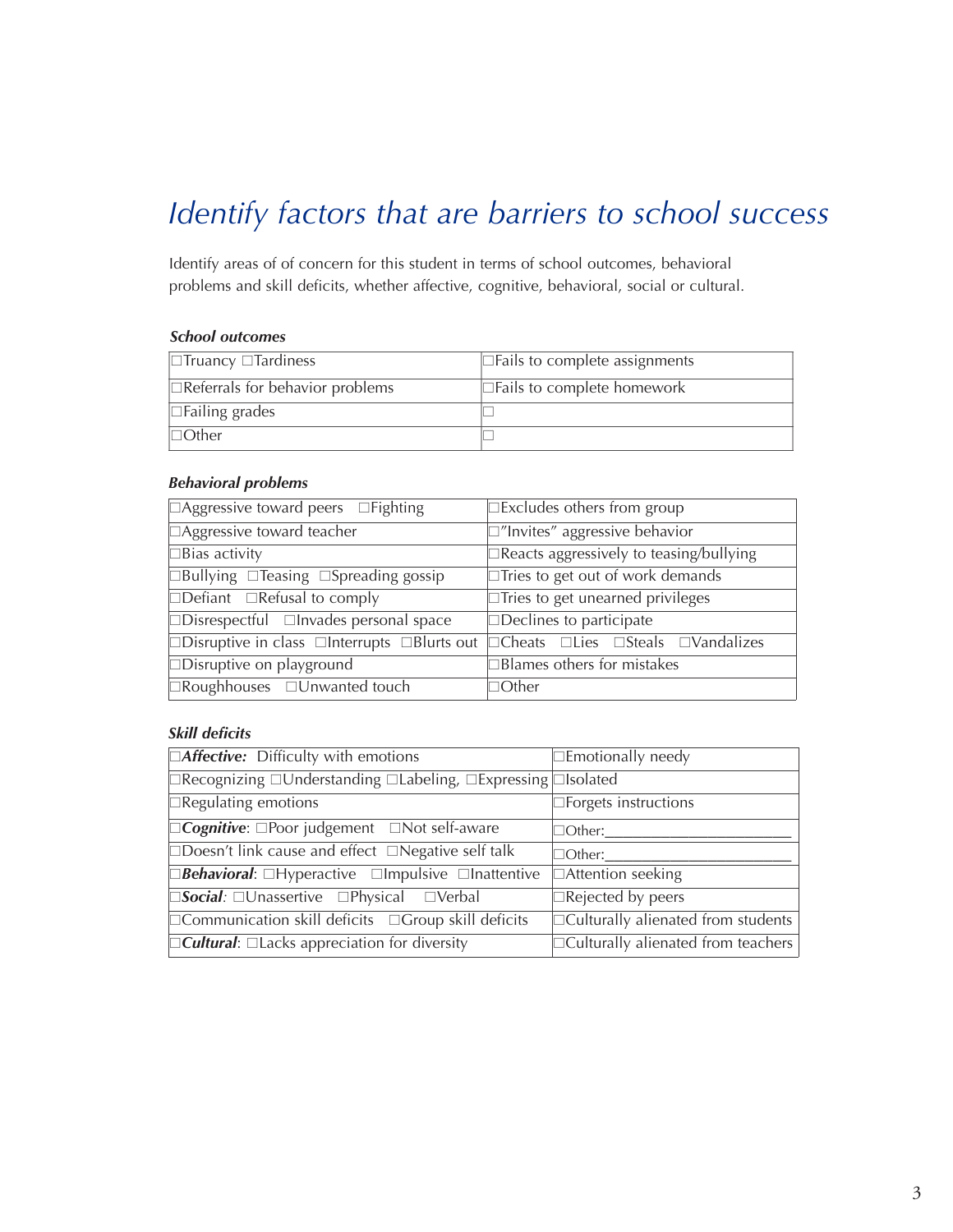# *Identify factors that are barriers to school success*

Identify areas of of concern for this student in terms of school outcomes, behavioral problems and skill deficits, whether affective, cognitive, behavioral, social or cultural.

***School outcomes***

| | |
|---|---|
| □Truancy □Tardiness | □Fails to complete assignments |
| □Referrals for behavior problems | □Fails to complete homework |
| □Failing grades | □ |
| □Other | □ |

***Behavioral problems***

| | |
|---|---|
| □Aggressive toward peers □Fighting | □Excludes others from group |
| □Aggressive toward teacher | □"Invites" aggressive behavior |
| □Bias activity | □Reacts aggressively to teasing/bullying |
| □Bullying □Teasing □Spreading gossip | □Tries to get out of work demands |
| □Defiant □Refusal to comply | □Tries to get unearned privileges |
| □Disrespectful □Invades personal space | □Declines to participate |
| □Disruptive in class □Interrupts □Blurts out | □Cheats □Lies □Steals □Vandalizes |
| □Disruptive on playground | □Blames others for mistakes |
| □Roughhouses □Unwanted touch | □Other |

***Skill deficits***

| | |
|---|---|
| □***Affective:*** Difficulty with emotions | □Emotionally needy |
| □Recognizing □Understanding □Labeling, □Expressing | □Isolated |
| □Regulating emotions | □Forgets instructions |
| □***Cognitive***: □Poor judgement □Not self-aware | □Other:______________________ |
| □Doesn't link cause and effect □Negative self talk | □Other:______________________ |
| □***Behavioral***: □Hyperactive □Impulsive □Inattentive | □Attention seeking |
| □***Social***: □Unassertive □Physical □Verbal | □Rejected by peers |
| □Communication skill deficits □Group skill deficits | □Culturally alienated from students |
| □***Cultural***: □Lacks appreciation for diversity | □Culturally alienated from teachers |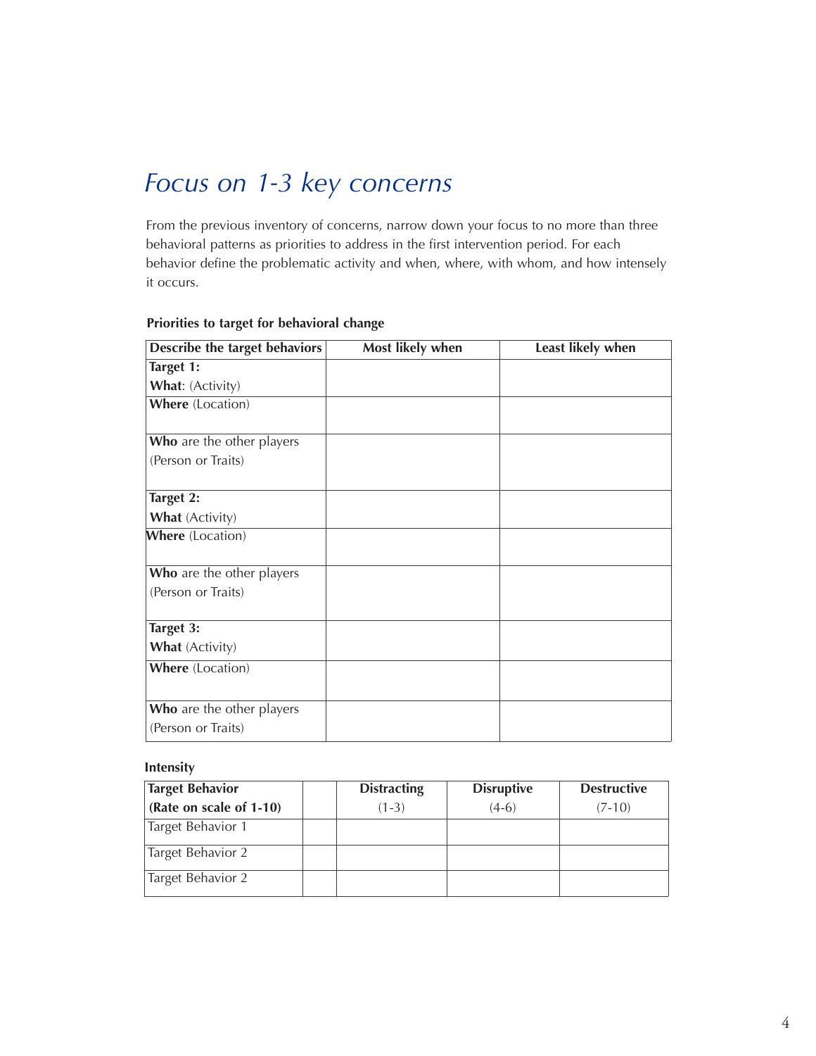# Focus on 1-3 key concerns

From the previous inventory of concerns, narrow down your focus to no more than three behavioral patterns as priorities to address in the first intervention period. For each behavior define the problematic activity and when, where, with whom, and how intensely it occurs.

**Priorities to target for behavioral change**

| Describe the target behaviors | Most likely when | Least likely when |
|---|---|---|
| **Target 1:**<br>**What**: (Activity) | | |
| **Where** (Location) | | |
| **Who** are the other players<br>(Person or Traits) | | |
| **Target 2:**<br>**What** (Activity) | | |
| **Where** (Location) | | |
| **Who** are the other players<br>(Person or Traits) | | |
| **Target 3:**<br>**What** (Activity) | | |
| **Where** (Location) | | |
| **Who** are the other players<br>(Person or Traits) | | |

**Intensity**

| **Target Behavior**<br>**(Rate on scale of 1-10)** | | **Distracting**<br>(1-3) | **Disruptive**<br>(4-6) | **Destructive**<br>(7-10) |
|---|---|---|---|---|
| Target Behavior 1 | | | | |
| Target Behavior 2 | | | | |
| Target Behavior 2 | | | | |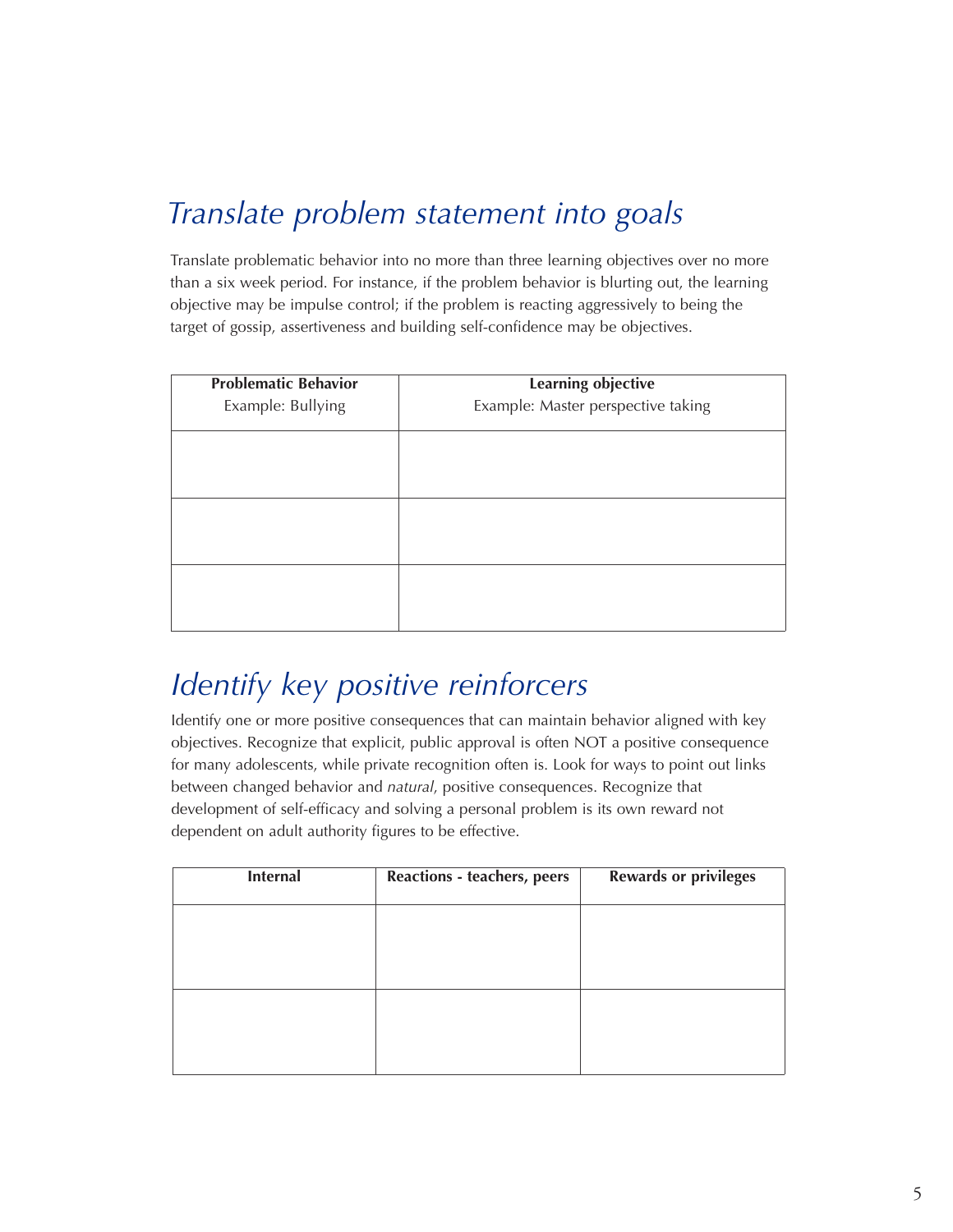## Translate problem statement into goals

Translate problematic behavior into no more than three learning objectives over no more than a six week period. For instance, if the problem behavior is blurting out, the learning objective may be impulse control; if the problem is reacting aggressively to being the target of gossip, assertiveness and building self-confidence may be objectives.

| **Problematic Behavior**<br>Example: Bullying | **Learning objective**<br>Example: Master perspective taking |
|---|---|
| | |
| | |
| | |

## Identify key positive reinforcers

Identify one or more positive consequences that can maintain behavior aligned with key objectives. Recognize that explicit, public approval is often NOT a positive consequence for many adolescents, while private recognition often is. Look for ways to point out links between changed behavior and *natural*, positive consequences. Recognize that development of self-efficacy and solving a personal problem is its own reward not dependent on adult authority figures to be effective.

| **Internal** | **Reactions - teachers, peers** | **Rewards or privileges** |
|---|---|---|
| | | |
| | | |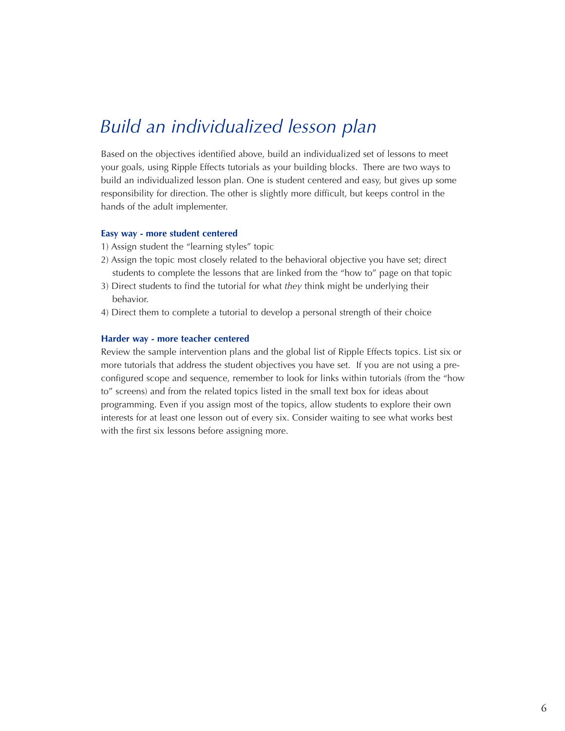# *Build an individualized lesson plan*

Based on the objectives identified above, build an individualized set of lessons to meet your goals, using Ripple Effects tutorials as your building blocks. There are two ways to build an individualized lesson plan. One is student centered and easy, but gives up some responsibility for direction. The other is slightly more difficult, but keeps control in the hands of the adult implementer.

**Easy way - more student centered**

1) Assign student the "learning styles" topic
2) Assign the topic most closely related to the behavioral objective you have set; direct students to complete the lessons that are linked from the "how to" page on that topic
3) Direct students to find the tutorial for what *they* think might be underlying their behavior.
4) Direct them to complete a tutorial to develop a personal strength of their choice

**Harder way - more teacher centered**

Review the sample intervention plans and the global list of Ripple Effects topics. List six or more tutorials that address the student objectives you have set. If you are not using a pre-configured scope and sequence, remember to look for links within tutorials (from the "how to" screens) and from the related topics listed in the small text box for ideas about programming. Even if you assign most of the topics, allow students to explore their own interests for at least one lesson out of every six. Consider waiting to see what works best with the first six lessons before assigning more.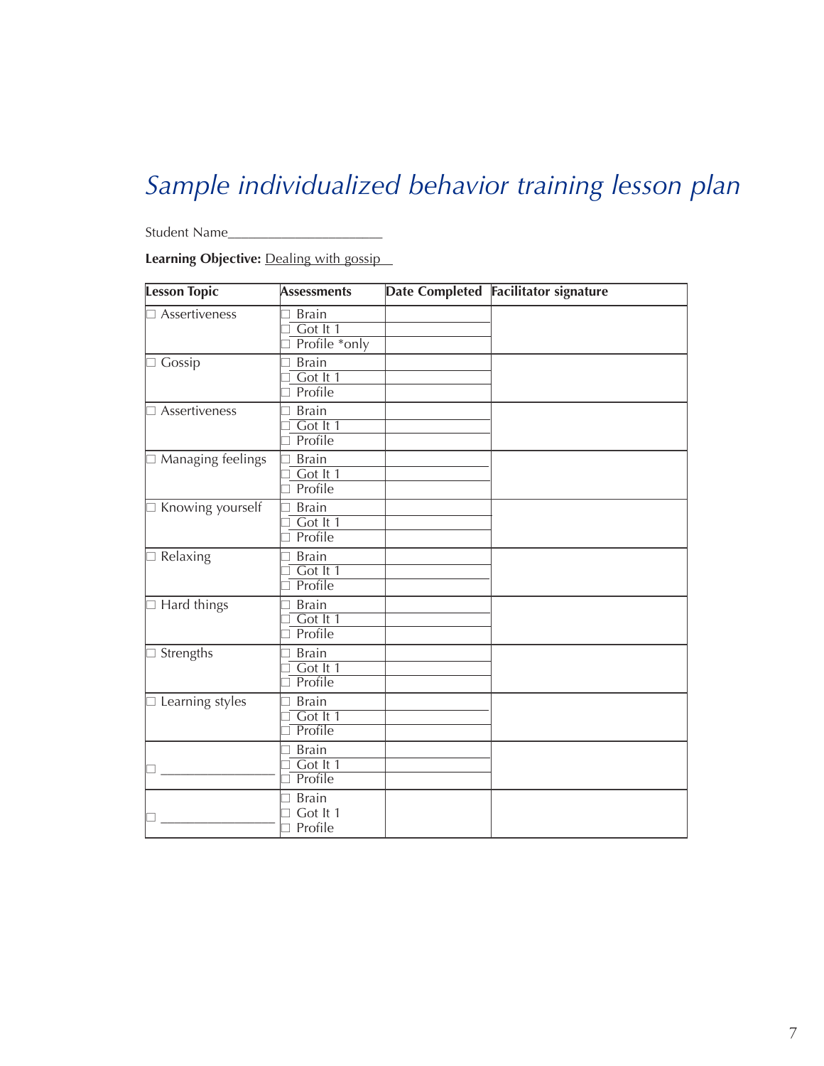# *Sample individualized behavior training lesson plan*

Student Name______________________

**Learning Objective:** Dealing with gossip

| Lesson Topic | Assessments | Date Completed | Facilitator signature |
|---|---|---|---|
| ☐ Assertiveness | ☐ Brain | | |
| | ☐ Got It 1 | | |
| | ☐ Profile *only | | |
| ☐ Gossip | ☐ Brain | | |
| | ☐ Got It 1 | | |
| | ☐ Profile | | |
| ☐ Assertiveness | ☐ Brain | | |
| | ☐ Got It 1 | | |
| | ☐ Profile | | |
| ☐ Managing feelings | ☐ Brain | | |
| | ☐ Got It 1 | | |
| | ☐ Profile | | |
| ☐ Knowing yourself | ☐ Brain | | |
| | ☐ Got It 1 | | |
| | ☐ Profile | | |
| ☐ Relaxing | ☐ Brain | | |
| | ☐ Got It 1 | | |
| | ☐ Profile | | |
| ☐ Hard things | ☐ Brain | | |
| | ☐ Got It 1 | | |
| | ☐ Profile | | |
| ☐ Strengths | ☐ Brain | | |
| | ☐ Got It 1 | | |
| | ☐ Profile | | |
| ☐ Learning styles | ☐ Brain | | |
| | ☐ Got It 1 | | |
| | ☐ Profile | | |
| ☐ _______________ | ☐ Brain | | |
| | ☐ Got It 1 | | |
| | ☐ Profile | | |
| ☐ _______________ | ☐ Brain | | |
| | ☐ Got It 1 | | |
| | ☐ Profile | | |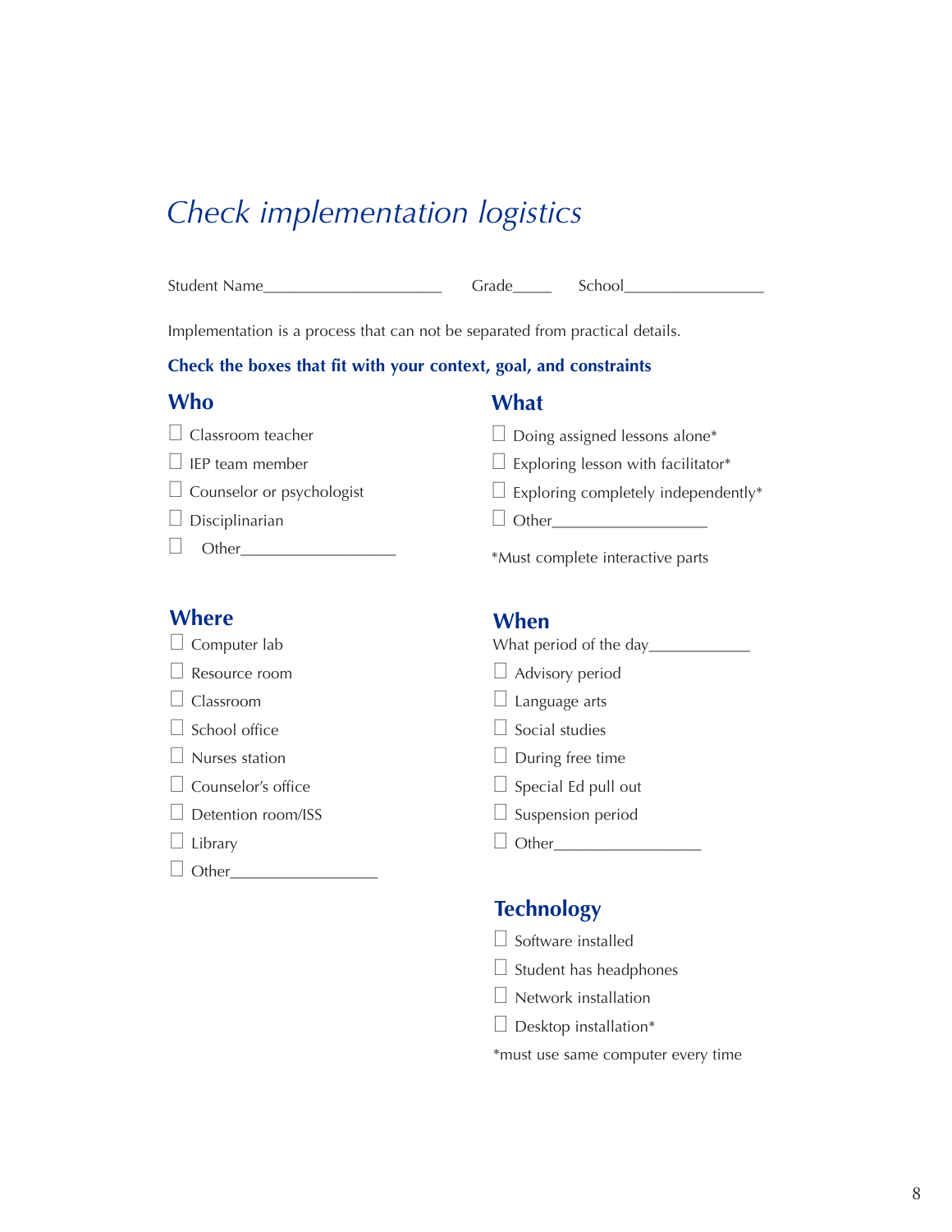# *Check implementation logistics*

Student Name______________________ Grade_____ School_________________

Implementation is a process that can not be separated from practical details.

**Check the boxes that fit with your context, goal, and constraints**

## Who

- ☐ Classroom teacher
- ☐ IEP team member
- ☐ Counselor or psychologist
- ☐ Disciplinarian
- ☐ Other___________________

## Where

- ☐ Computer lab
- ☐ Resource room
- ☐ Classroom
- ☐ School office
- ☐ Nurses station
- ☐ Counselor's office
- ☐ Detention room/ISS
- ☐ Library
- ☐ Other__________________

## What

- ☐ Doing assigned lessons alone*
- ☐ Exploring lesson with facilitator*
- ☐ Exploring completely independently*
- ☐ Other___________________

*Must complete interactive parts

## When

What period of the day____________

- ☐ Advisory period
- ☐ Language arts
- ☐ Social studies
- ☐ During free time
- ☐ Special Ed pull out
- ☐ Suspension period
- ☐ Other__________________

## Technology

- ☐ Software installed
- ☐ Student has headphones
- ☐ Network installation
- ☐ Desktop installation*

*must use same computer every time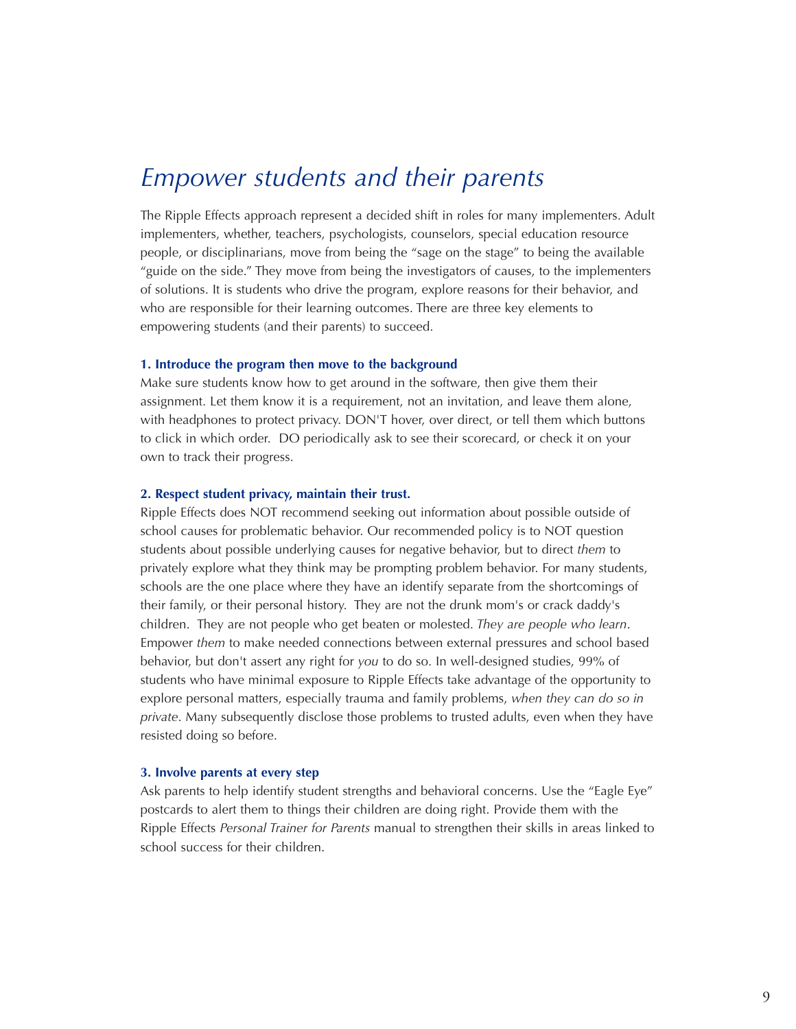# *Empower students and their parents*

The Ripple Effects approach represent a decided shift in roles for many implementers. Adult implementers, whether, teachers, psychologists, counselors, special education resource people, or disciplinarians, move from being the "sage on the stage" to being the available "guide on the side." They move from being the investigators of causes, to the implementers of solutions. It is students who drive the program, explore reasons for their behavior, and who are responsible for their learning outcomes. There are three key elements to empowering students (and their parents) to succeed.

### 1. Introduce the program then move to the background

Make sure students know how to get around in the software, then give them their assignment. Let them know it is a requirement, not an invitation, and leave them alone, with headphones to protect privacy. DON'T hover, over direct, or tell them which buttons to click in which order. DO periodically ask to see their scorecard, or check it on your own to track their progress.

### 2. Respect student privacy, maintain their trust.

Ripple Effects does NOT recommend seeking out information about possible outside of school causes for problematic behavior. Our recommended policy is to NOT question students about possible underlying causes for negative behavior, but to direct *them* to privately explore what they think may be prompting problem behavior. For many students, schools are the one place where they have an identify separate from the shortcomings of their family, or their personal history. They are not the drunk mom's or crack daddy's children. They are not people who get beaten or molested. *They are people who learn*. Empower *them* to make needed connections between external pressures and school based behavior, but don't assert any right for *you* to do so. In well-designed studies, 99% of students who have minimal exposure to Ripple Effects take advantage of the opportunity to explore personal matters, especially trauma and family problems, *when they can do so in private*. Many subsequently disclose those problems to trusted adults, even when they have resisted doing so before.

### 3. Involve parents at every step

Ask parents to help identify student strengths and behavioral concerns. Use the "Eagle Eye" postcards to alert them to things their children are doing right. Provide them with the Ripple Effects *Personal Trainer for Parents* manual to strengthen their skills in areas linked to school success for their children.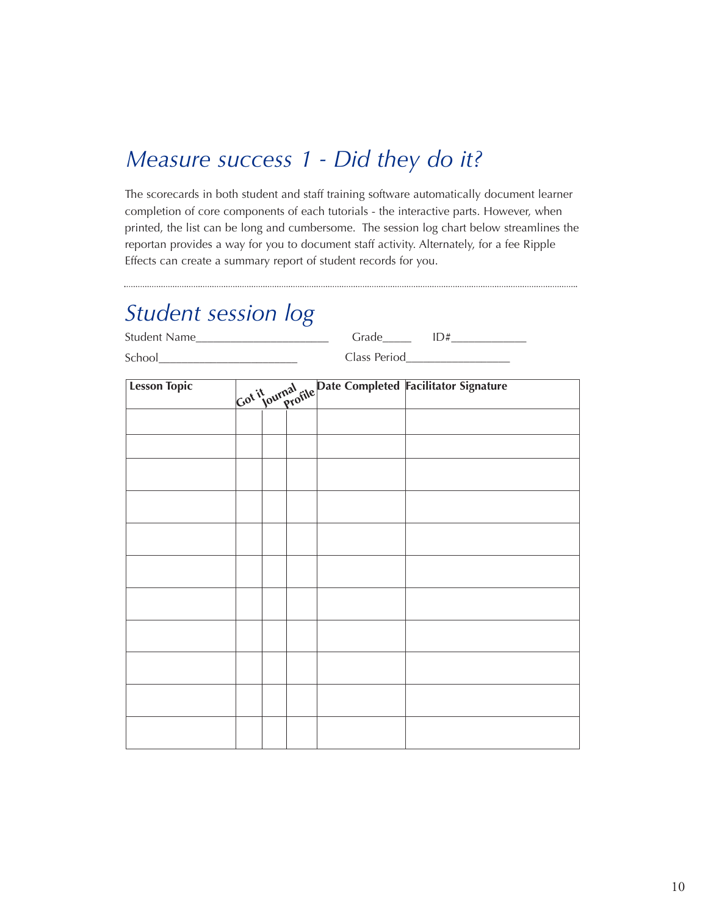# *Measure success 1 - Did they do it?*

The scorecards in both student and staff training software automatically document learner completion of core components of each tutorials - the interactive parts. However, when printed, the list can be long and cumbersome. The session log chart below streamlines the reportan provides a way for you to document staff activity. Alternately, for a fee Ripple Effects can create a summary report of student records for you.

---

## *Student session log*

Student Name______________________ Grade_____ ID#____________

School______________________ Class Period_________________

| Lesson Topic | Got it | Journal | Profile | Date Completed | Facilitator Signature |
|---|---|---|---|---|---|
| | | | | | |
| | | | | | |
| | | | | | |
| | | | | | |
| | | | | | |
| | | | | | |
| | | | | | |
| | | | | | |
| | | | | | |
| | | | | | |
| | | | | | |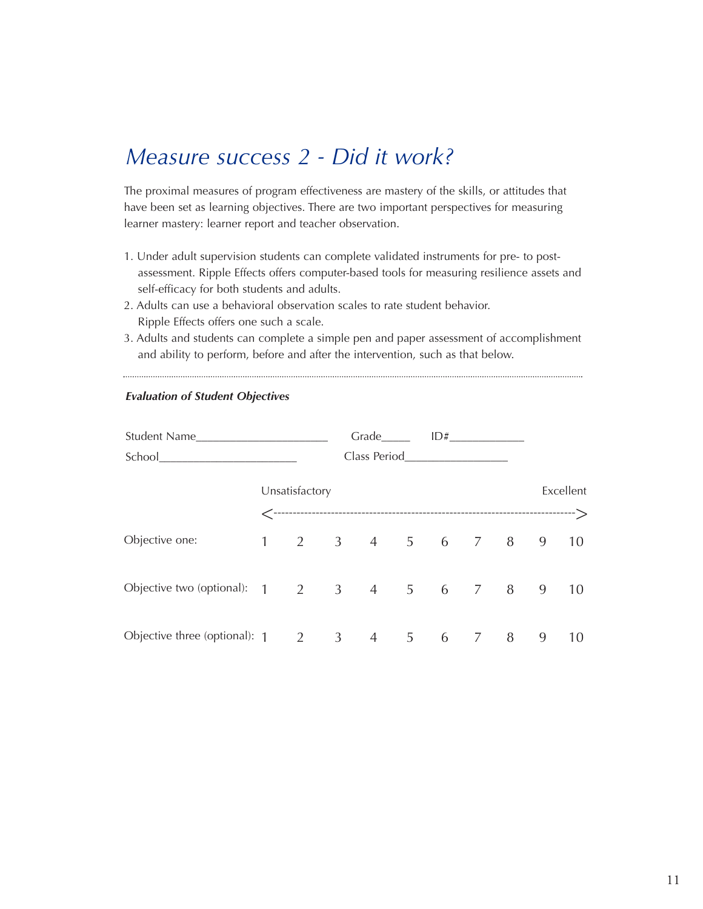# *Measure success 2 - Did it work?*

The proximal measures of program effectiveness are mastery of the skills, or attitudes that have been set as learning objectives. There are two important perspectives for measuring learner mastery: learner report and teacher observation.

1. Under adult supervision students can complete validated instruments for pre- to post-assessment. Ripple Effects offers computer-based tools for measuring resilience assets and self-efficacy for both students and adults.
2. Adults can use a behavioral observation scales to rate student behavior. Ripple Effects offers one such a scale.
3. Adults and students can complete a simple pen and paper assessment of accomplishment and ability to perform, before and after the intervention, such as that below.

---

***Evaluation of Student Objectives***

Student Name______________________ Grade_____ ID#____________

School_______________________ Class Period_________________

| | Unsatisfactory | | | | | | | | | Excellent |
|---|---|---|---|---|---|---|---|---|---|---|
| | <---------------------------------------------------------------------------> | | | | | | | | | |
| Objective one: | 1 | 2 | 3 | 4 | 5 | 6 | 7 | 8 | 9 | 10 |
| Objective two (optional): | 1 | 2 | 3 | 4 | 5 | 6 | 7 | 8 | 9 | 10 |
| Objective three (optional): | 1 | 2 | 3 | 4 | 5 | 6 | 7 | 8 | 9 | 10 |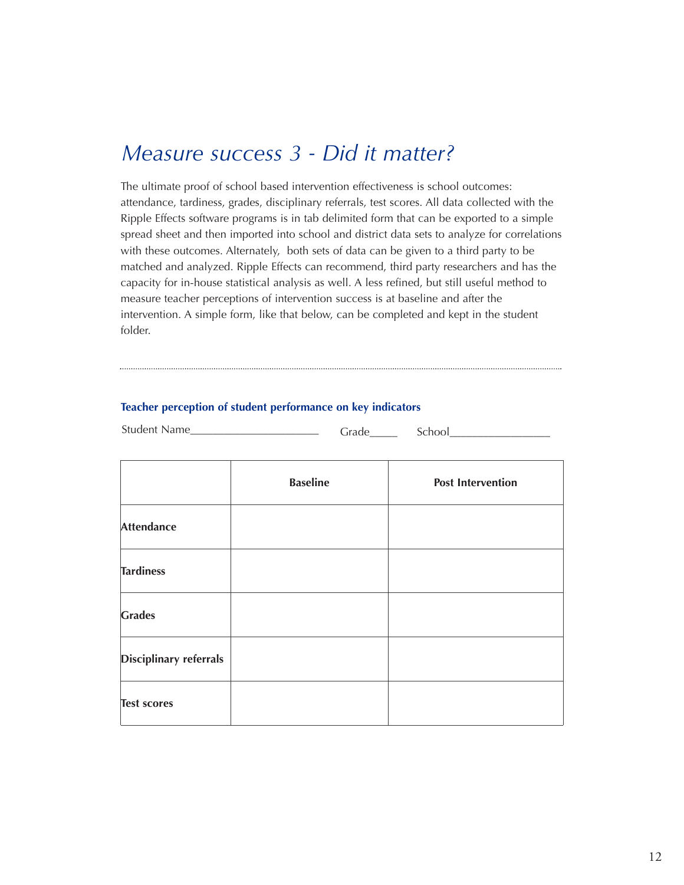# *Measure success 3 - Did it matter?*

The ultimate proof of school based intervention effectiveness is school outcomes: attendance, tardiness, grades, disciplinary referrals, test scores. All data collected with the Ripple Effects software programs is in tab delimited form that can be exported to a simple spread sheet and then imported into school and district data sets to analyze for correlations with these outcomes. Alternately, both sets of data can be given to a third party to be matched and analyzed. Ripple Effects can recommend, third party researchers and has the capacity for in-house statistical analysis as well. A less refined, but still useful method to measure teacher perceptions of intervention success is at baseline and after the intervention. A simple form, like that below, can be completed and kept in the student folder.

---

### Teacher perception of student performance on key indicators

Student Name______________________ Grade_____ School_________________

| | **Baseline** | **Post Intervention** |
|---|---|---|
| **Attendance** | | |
| **Tardiness** | | |
| **Grades** | | |
| **Disciplinary referrals** | | |
| **Test scores** | | |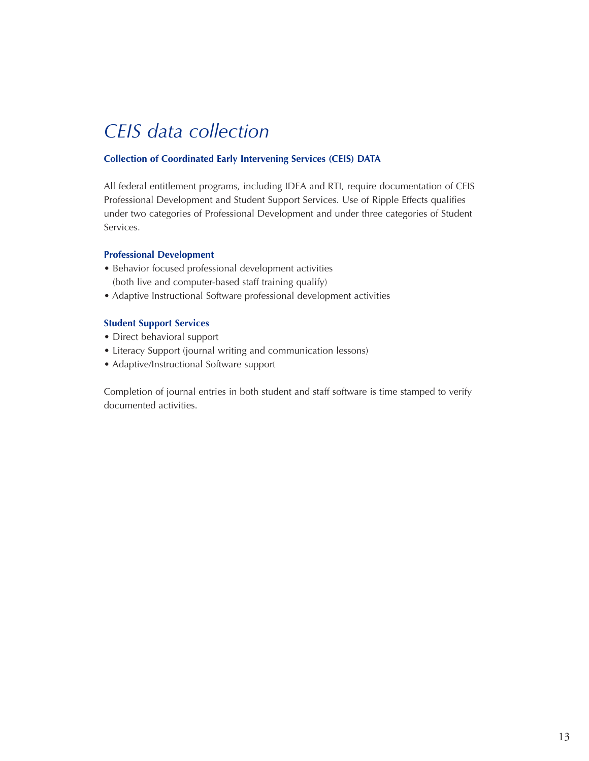# *CEIS data collection*

**Collection of Coordinated Early Intervening Services (CEIS) DATA**

All federal entitlement programs, including IDEA and RTI, require documentation of CEIS Professional Development and Student Support Services. Use of Ripple Effects qualifies under two categories of Professional Development and under three categories of Student Services.

**Professional Development**

- Behavior focused professional development activities (both live and computer-based staff training qualify)
- Adaptive Instructional Software professional development activities

**Student Support Services**

- Direct behavioral support
- Literacy Support (journal writing and communication lessons)
- Adaptive/Instructional Software support

Completion of journal entries in both student and staff software is time stamped to verify documented activities.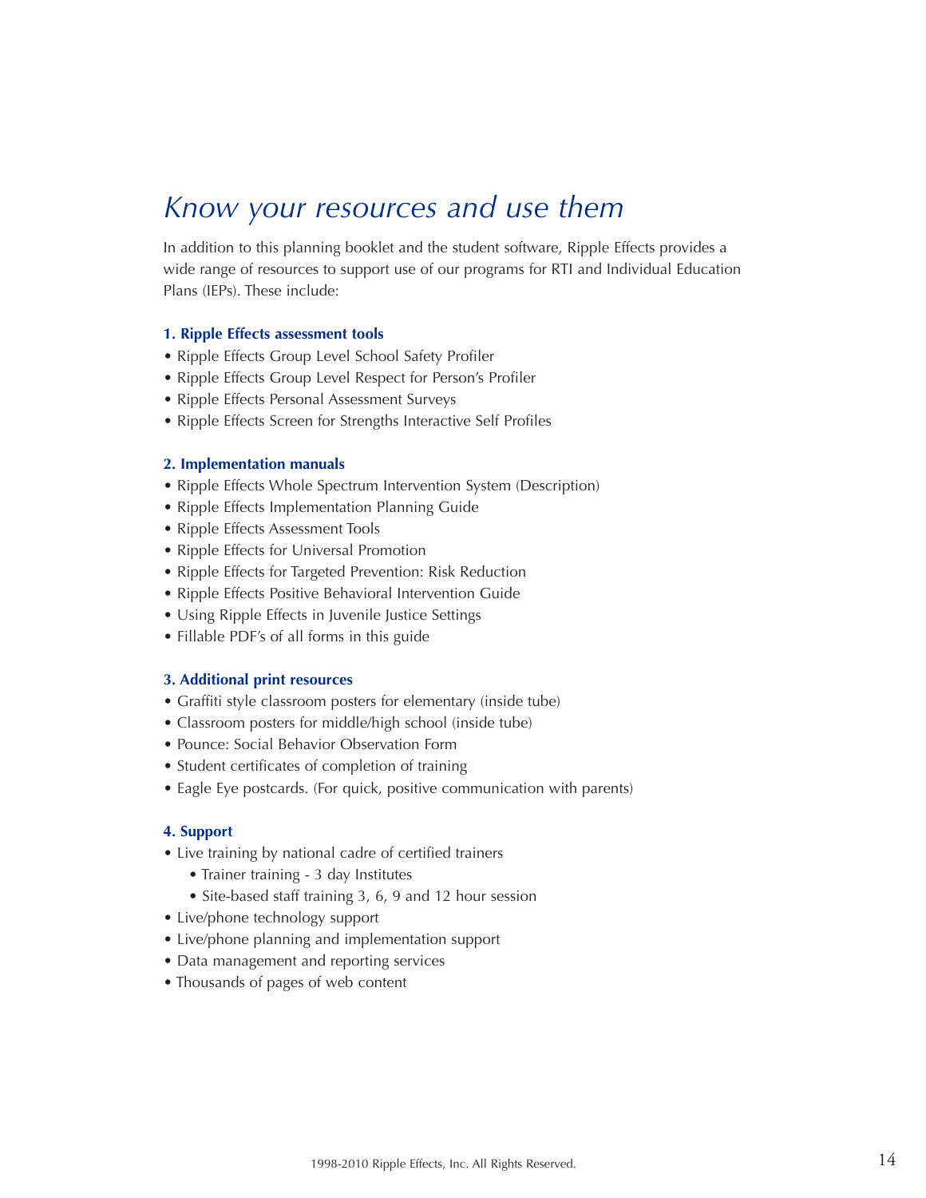# *Know your resources and use them*

In addition to this planning booklet and the student software, Ripple Effects provides a wide range of resources to support use of our programs for RTI and Individual Education Plans (IEPs). These include:

**1. Ripple Effects assessment tools**

- Ripple Effects Group Level School Safety Profiler
- Ripple Effects Group Level Respect for Person's Profiler
- Ripple Effects Personal Assessment Surveys
- Ripple Effects Screen for Strengths Interactive Self Profiles

**2. Implementation manuals**

- Ripple Effects Whole Spectrum Intervention System (Description)
- Ripple Effects Implementation Planning Guide
- Ripple Effects Assessment Tools
- Ripple Effects for Universal Promotion
- Ripple Effects for Targeted Prevention: Risk Reduction
- Ripple Effects Positive Behavioral Intervention Guide
- Using Ripple Effects in Juvenile Justice Settings
- Fillable PDF's of all forms in this guide

**3. Additional print resources**

- Graffiti style classroom posters for elementary (inside tube)
- Classroom posters for middle/high school (inside tube)
- Pounce: Social Behavior Observation Form
- Student certificates of completion of training
- Eagle Eye postcards. (For quick, positive communication with parents)

**4. Support**

- Live training by national cadre of certified trainers
    - Trainer training - 3 day Institutes
    - Site-based staff training 3, 6, 9 and 12 hour session
- Live/phone technology support
- Live/phone planning and implementation support
- Data management and reporting services
- Thousands of pages of web content

1998-2010 Ripple Effects, Inc. All Rights Reserved.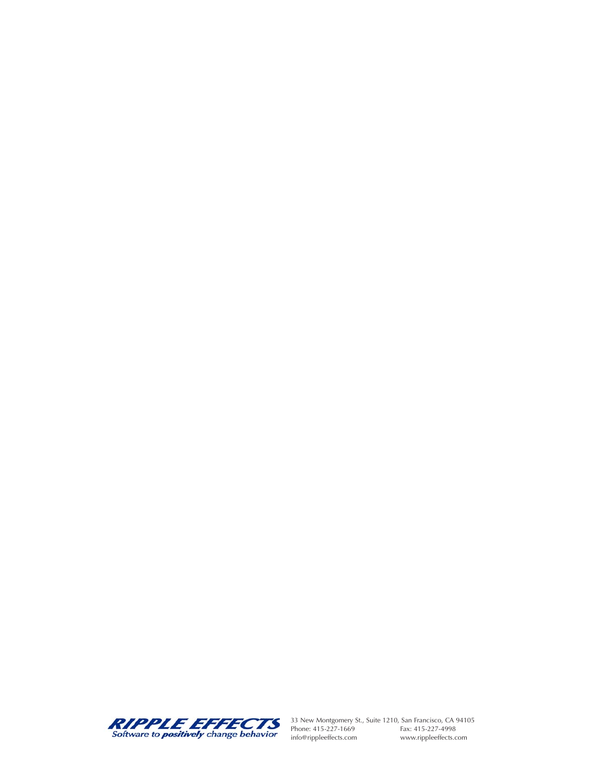**RIPPLE EFFECTS**
*Software to **positively** change behavior*

33 New Montgomery St., Suite 1210, San Francisco, CA 94105
Phone: 415-227-1669 Fax: 415-227-4998
info@rippleeffects.com www.rippleeffects.com